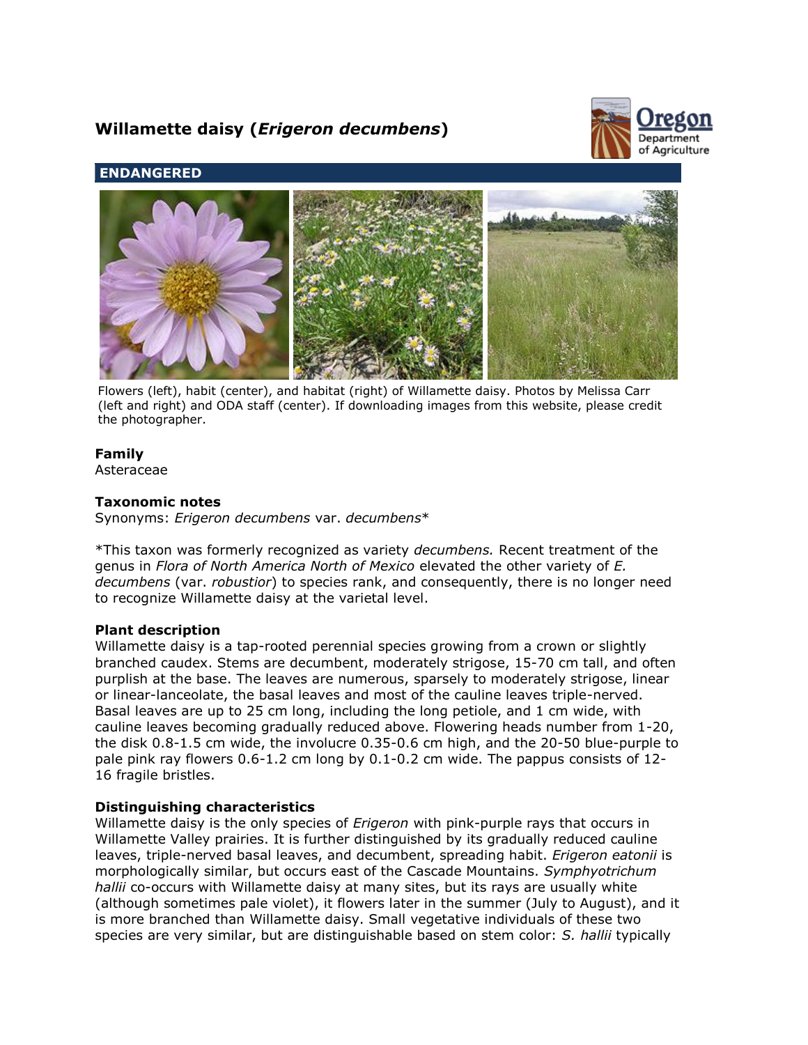# Willamette daisy (*Erigeron decumbens*)

**ENDANGERED**

Flowers (left), habit (center), and habitat (right) of Willamette daisy. Photos by Melissa Carr (left and right) and ODA staff (center). If downloading images from this website, please credit the photographer.

### Family

Asteraceae

### Taxonomic notes

Synonyms: *Erigeron decumbens* var. *decumbens**

*This taxon was formerly recognized as variety *decumbens.* Recent treatment of the genus in *Flora of North America North of Mexico* elevated the other variety of *E. decumbens* (var. *robustior*) to species rank, and consequently, there is no longer need to recognize Willamette daisy at the varietal level.

### Plant description

Willamette daisy is a tap-rooted perennial species growing from a crown or slightly branched caudex. Stems are decumbent, moderately strigose, 15-70 cm tall, and often purplish at the base. The leaves are numerous, sparsely to moderately strigose, linear or linear-lanceolate, the basal leaves and most of the cauline leaves triple-nerved. Basal leaves are up to 25 cm long, including the long petiole, and 1 cm wide, with cauline leaves becoming gradually reduced above. Flowering heads number from 1-20, the disk 0.8-1.5 cm wide, the involucre 0.35-0.6 cm high, and the 20-50 blue-purple to pale pink ray flowers 0.6-1.2 cm long by 0.1-0.2 cm wide. The pappus consists of 12-16 fragile bristles.

### Distinguishing characteristics

Willamette daisy is the only species of *Erigeron* with pink-purple rays that occurs in Willamette Valley prairies. It is further distinguished by its gradually reduced cauline leaves, triple-nerved basal leaves, and decumbent, spreading habit. *Erigeron eatonii* is morphologically similar, but occurs east of the Cascade Mountains. *Symphyotrichum hallii* co-occurs with Willamette daisy at many sites, but its rays are usually white (although sometimes pale violet), it flowers later in the summer (July to August), and it is more branched than Willamette daisy. Small vegetative individuals of these two species are very similar, but are distinguishable based on stem color: *S. hallii* typically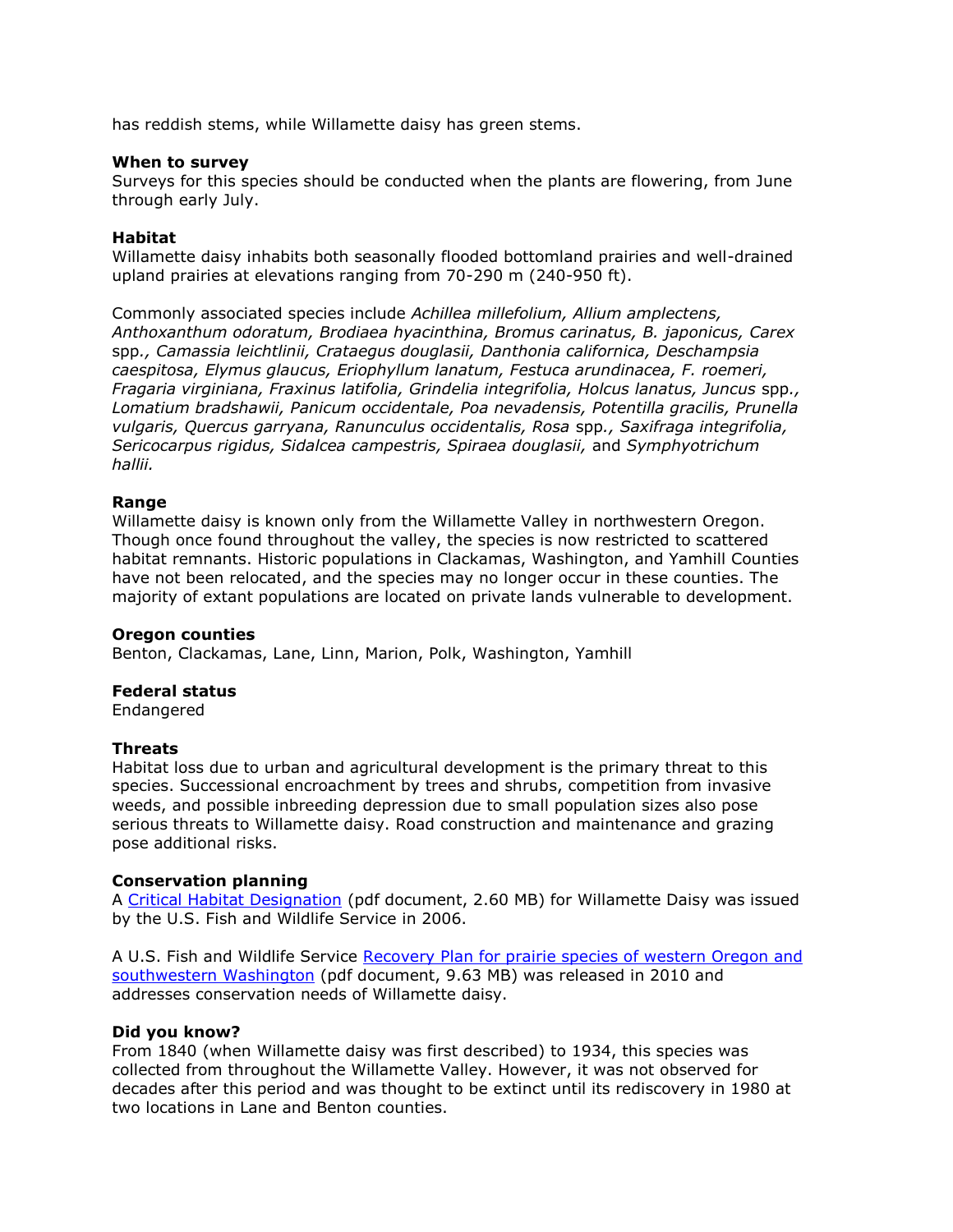has reddish stems, while Willamette daisy has green stems.

**When to survey**
Surveys for this species should be conducted when the plants are flowering, from June through early July.

**Habitat**
Willamette daisy inhabits both seasonally flooded bottomland prairies and well-drained upland prairies at elevations ranging from 70-290 m (240-950 ft).

Commonly associated species include *Achillea millefolium, Allium amplectens, Anthoxanthum odoratum, Brodiaea hyacinthina, Bromus carinatus, B. japonicus, Carex* spp*., Camassia leichtlinii, Crataegus douglasii, Danthonia californica, Deschampsia caespitosa, Elymus glaucus, Eriophyllum lanatum, Festuca arundinacea, F. roemeri, Fragaria virginiana, Fraxinus latifolia, Grindelia integrifolia, Holcus lanatus, Juncus* spp*., Lomatium bradshawii, Panicum occidentale, Poa nevadensis, Potentilla gracilis, Prunella vulgaris, Quercus garryana, Ranunculus occidentalis, Rosa* spp*., Saxifraga integrifolia, Sericocarpus rigidus, Sidalcea campestris, Spiraea douglasii,* and *Symphyotrichum hallii.*

**Range**
Willamette daisy is known only from the Willamette Valley in northwestern Oregon. Though once found throughout the valley, the species is now restricted to scattered habitat remnants. Historic populations in Clackamas, Washington, and Yamhill Counties have not been relocated, and the species may no longer occur in these counties. The majority of extant populations are located on private lands vulnerable to development.

**Oregon counties**
Benton, Clackamas, Lane, Linn, Marion, Polk, Washington, Yamhill

**Federal status**
Endangered

**Threats**
Habitat loss due to urban and agricultural development is the primary threat to this species. Successional encroachment by trees and shrubs, competition from invasive weeds, and possible inbreeding depression due to small population sizes also pose serious threats to Willamette daisy. Road construction and maintenance and grazing pose additional risks.

**Conservation planning**
A [Critical Habitat Designation] (pdf document, 2.60 MB) for Willamette Daisy was issued by the U.S. Fish and Wildlife Service in 2006.

A U.S. Fish and Wildlife Service [Recovery Plan for prairie species of western Oregon and southwestern Washington] (pdf document, 9.63 MB) was released in 2010 and addresses conservation needs of Willamette daisy.

**Did you know?**
From 1840 (when Willamette daisy was first described) to 1934, this species was collected from throughout the Willamette Valley. However, it was not observed for decades after this period and was thought to be extinct until its rediscovery in 1980 at two locations in Lane and Benton counties.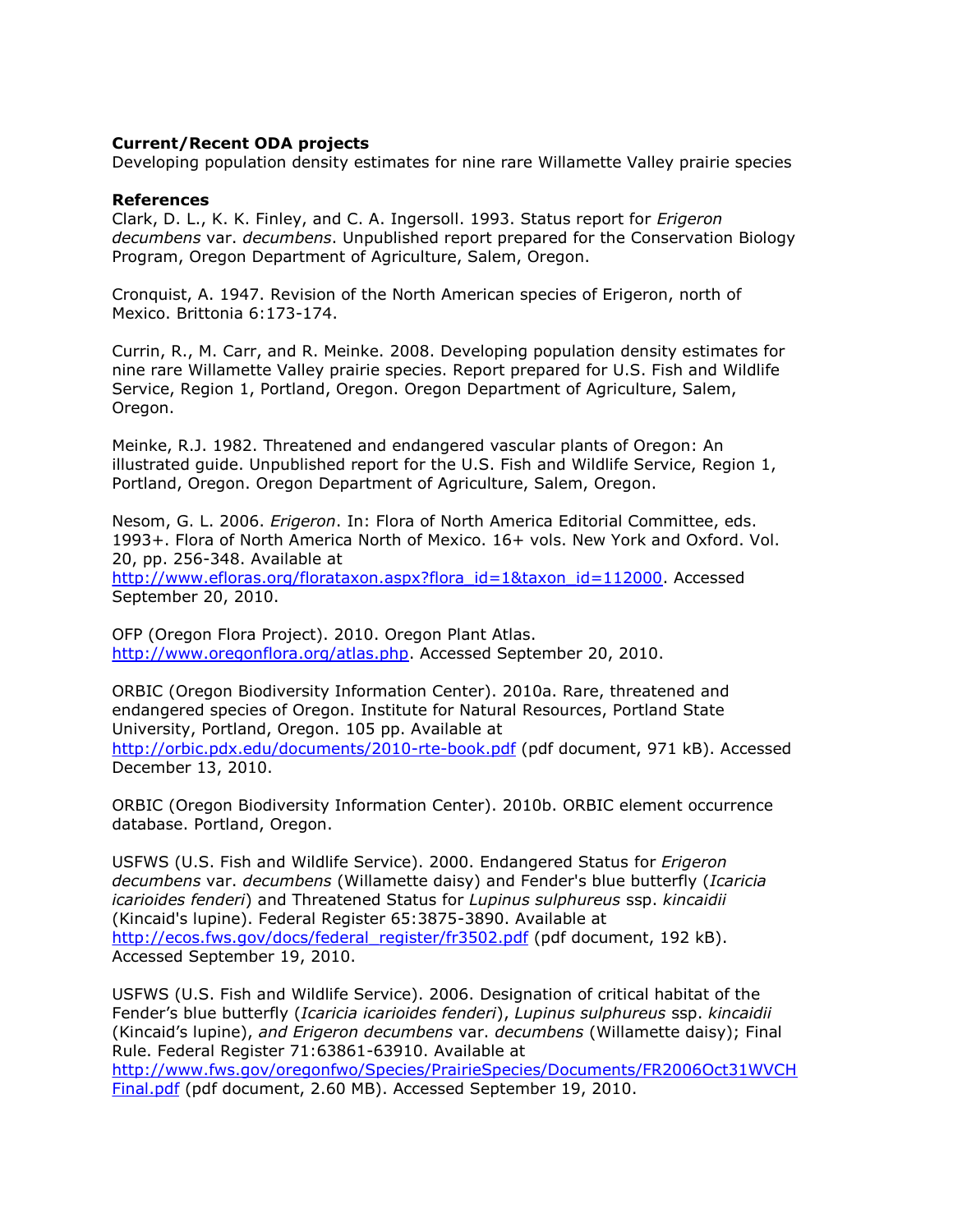**Current/Recent ODA projects**

Developing population density estimates for nine rare Willamette Valley prairie species

**References**

Clark, D. L., K. K. Finley, and C. A. Ingersoll. 1993. Status report for *Erigeron decumbens* var. *decumbens*. Unpublished report prepared for the Conservation Biology Program, Oregon Department of Agriculture, Salem, Oregon.

Cronquist, A. 1947. Revision of the North American species of Erigeron, north of Mexico. Brittonia 6:173-174.

Currin, R., M. Carr, and R. Meinke. 2008. Developing population density estimates for nine rare Willamette Valley prairie species. Report prepared for U.S. Fish and Wildlife Service, Region 1, Portland, Oregon. Oregon Department of Agriculture, Salem, Oregon.

Meinke, R.J. 1982. Threatened and endangered vascular plants of Oregon: An illustrated guide. Unpublished report for the U.S. Fish and Wildlife Service, Region 1, Portland, Oregon. Oregon Department of Agriculture, Salem, Oregon.

Nesom, G. L. 2006. *Erigeron*. In: Flora of North America Editorial Committee, eds. 1993+. Flora of North America North of Mexico. 16+ vols. New York and Oxford. Vol. 20, pp. 256-348. Available at http://www.efloras.org/florataxon.aspx?flora_id=1&taxon_id=112000. Accessed September 20, 2010.

OFP (Oregon Flora Project). 2010. Oregon Plant Atlas. http://www.oregonflora.org/atlas.php. Accessed September 20, 2010.

ORBIC (Oregon Biodiversity Information Center). 2010a. Rare, threatened and endangered species of Oregon. Institute for Natural Resources, Portland State University, Portland, Oregon. 105 pp. Available at http://orbic.pdx.edu/documents/2010-rte-book.pdf (pdf document, 971 kB). Accessed December 13, 2010.

ORBIC (Oregon Biodiversity Information Center). 2010b. ORBIC element occurrence database. Portland, Oregon.

USFWS (U.S. Fish and Wildlife Service). 2000. Endangered Status for *Erigeron decumbens* var. *decumbens* (Willamette daisy) and Fender's blue butterfly (*Icaricia icarioides fenderi*) and Threatened Status for *Lupinus sulphureus* ssp. *kincaidii* (Kincaid's lupine). Federal Register 65:3875-3890. Available at http://ecos.fws.gov/docs/federal_register/fr3502.pdf (pdf document, 192 kB). Accessed September 19, 2010.

USFWS (U.S. Fish and Wildlife Service). 2006. Designation of critical habitat of the Fender's blue butterfly (*Icaricia icarioides fenderi*), *Lupinus sulphureus* ssp. *kincaidii* (Kincaid's lupine), *and Erigeron decumbens* var. *decumbens* (Willamette daisy); Final Rule. Federal Register 71:63861-63910. Available at http://www.fws.gov/oregonfwo/Species/PrairieSpecies/Documents/FR2006Oct31WVCHFinal.pdf (pdf document, 2.60 MB). Accessed September 19, 2010.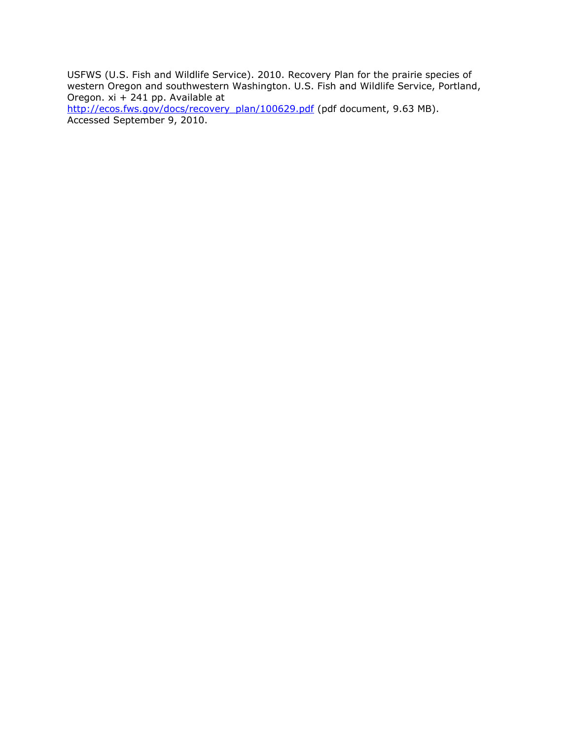USFWS (U.S. Fish and Wildlife Service). 2010. Recovery Plan for the prairie species of western Oregon and southwestern Washington. U.S. Fish and Wildlife Service, Portland, Oregon. xi + 241 pp. Available at http://ecos.fws.gov/docs/recovery_plan/100629.pdf (pdf document, 9.63 MB). Accessed September 9, 2010.